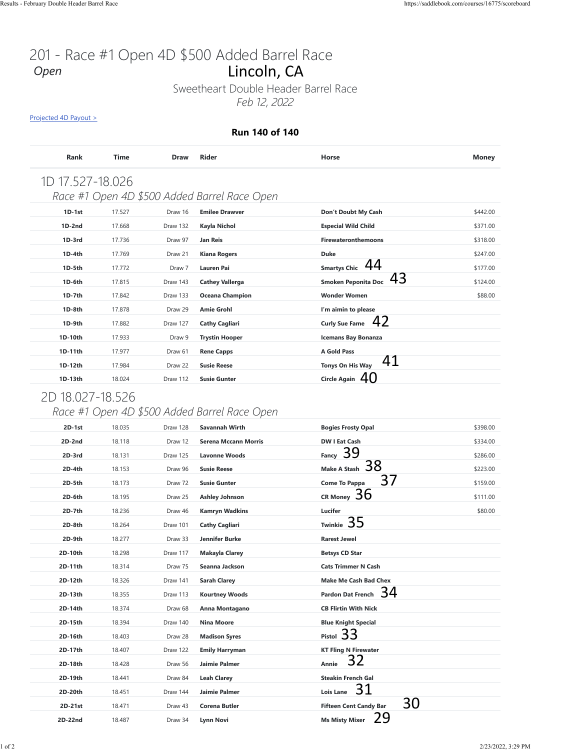# 201 - Race #1 Open 4D $500 Added Barrel Race

*Open*

## Lincoln, CA

Sweetheart Double Header Barrel Race

*Feb 12, 2022*

Projected 4D Payout >

**Run 140 of 140**

| Rank | Time | Draw | Rider | Horse | Money |
|---|---|---|---|---|---|

### 1D 17.527-18.026

*Race #1 Open 4D $500 Added Barrel Race Open*

| Rank | Time | Draw | Rider | Horse | Money |
|---|---|---|---|---|---|
| **1D-1st** | 17.527 | Draw 16 | **Emilee Drawver** | **Don't Doubt My Cash** | $442.00 |
| **1D-2nd** | 17.668 | Draw 132 | **Kayla Nichol** | **Especial Wild Child** | $371.00 |
| **1D-3rd** | 17.736 | Draw 97 | **Jan Reis** | **Firewateronthemoons** | $318.00 |
| **1D-4th** | 17.769 | Draw 21 | **Kiana Rogers** | **Duke** | $247.00 |
| **1D-5th** | 17.772 | Draw 7 | **Lauren Pai** | **Smartys Chic** 44 | $177.00 |
| **1D-6th** | 17.815 | Draw 143 | **Cathey Vallerga** | **Smoken Peponita Doc** 43 | $124.00 |
| **1D-7th** | 17.842 | Draw 133 | **Oceana Champion** | **Wonder Women** | $88.00 |
| **1D-8th** | 17.878 | Draw 29 | **Amie Grohl** | **I'm aimin to please** | |
| **1D-9th** | 17.882 | Draw 127 | **Cathy Cagliari** | **Curly Sue Fame** 42 | |
| **1D-10th** | 17.933 | Draw 9 | **Trystin Hooper** | **Icemans Bay Bonanza** | |
| **1D-11th** | 17.977 | Draw 61 | **Rene Capps** | **A Gold Pass** | |
| **1D-12th** | 17.984 | Draw 22 | **Susie Reese** | **Tonys On His Way** 41 | |
| **1D-13th** | 18.024 | Draw 112 | **Susie Gunter** | **Circle Again** 40 | |

### 2D 18.027-18.526

*Race #1 Open 4D $500 Added Barrel Race Open*

| Rank | Time | Draw | Rider | Horse | Money |
|---|---|---|---|---|---|
| **2D-1st** | 18.035 | Draw 128 | **Savannah Wirth** | **Bogies Frosty Opal** | $398.00 |
| **2D-2nd** | 18.118 | Draw 12 | **Serena Mccann Morris** | **DW I Eat Cash** | $334.00 |
| **2D-3rd** | 18.131 | Draw 125 | **Lavonne Woods** | **Fancy** 39 | $286.00 |
| **2D-4th** | 18.153 | Draw 96 | **Susie Reese** | **Make A Stash** 38 | $223.00 |
| **2D-5th** | 18.173 | Draw 72 | **Susie Gunter** | **Come To Pappa** 37 | $159.00 |
| **2D-6th** | 18.195 | Draw 25 | **Ashley Johnson** | **CR Money** 36 | $111.00 |
| **2D-7th** | 18.236 | Draw 46 | **Kamryn Wadkins** | **Lucifer** | $80.00 |
| **2D-8th** | 18.264 | Draw 101 | **Cathy Cagliari** | **Twinkie** 35 | |
| **2D-9th** | 18.277 | Draw 33 | **Jennifer Burke** | **Rarest Jewel** | |
| **2D-10th** | 18.298 | Draw 117 | **Makayla Clarey** | **Betsys CD Star** | |
| **2D-11th** | 18.314 | Draw 75 | **Seanna Jackson** | **Cats Trimmer N Cash** | |
| **2D-12th** | 18.326 | Draw 141 | **Sarah Clarey** | **Make Me Cash Bad Chex** | |
| **2D-13th** | 18.355 | Draw 113 | **Kourtney Woods** | **Pardon Dat French** 34 | |
| **2D-14th** | 18.374 | Draw 68 | **Anna Montagano** | **CB Flirtin With Nick** | |
| **2D-15th** | 18.394 | Draw 140 | **Nina Moore** | **Blue Knight Special** | |
| **2D-16th** | 18.403 | Draw 28 | **Madison Syres** | **Pistol** 33 | |
| **2D-17th** | 18.407 | Draw 122 | **Emily Harryman** | **KT Fling N Firewater** | |
| **2D-18th** | 18.428 | Draw 56 | **Jaimie Palmer** | **Annie** 32 | |
| **2D-19th** | 18.441 | Draw 84 | **Leah Clarey** | **Steakin French Gal** | |
| **2D-20th** | 18.451 | Draw 144 | **Jaimie Palmer** | **Lois Lane** 31 | |
| **2D-21st** | 18.471 | Draw 43 | **Corena Butler** | **Fifteen Cent Candy Bar** 30 | |
| **2D-22nd** | 18.487 | Draw 34 | **Lynn Novi** | **Ms Misty Mixer** 29 | |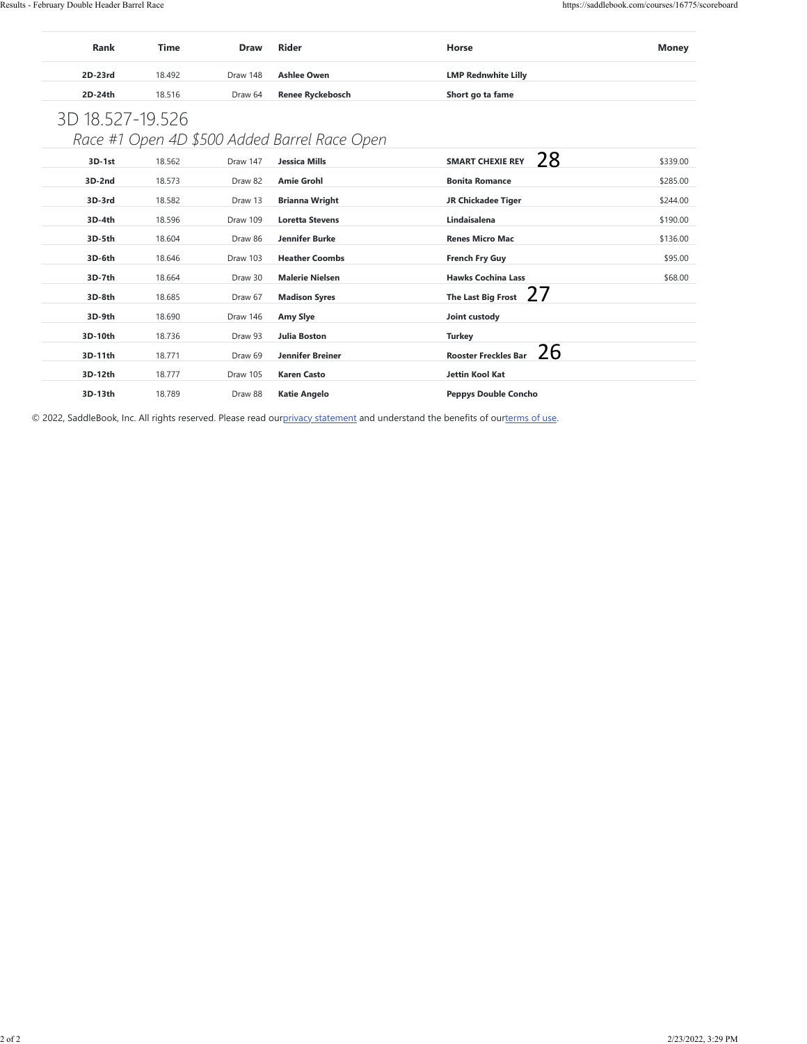| Rank | Time | Draw | Rider | Horse | Money |
| --- | --- | --- | --- | --- | --- |
| **2D-23rd** | 18.492 | Draw 148 | **Ashlee Owen** | **LMP Rednwhite Lilly** | |
| **2D-24th** | 18.516 | Draw 64 | **Renee Ryckebosch** | **Short go ta fame** | |

## 3D 18.527-19.526

*Race #1 Open 4D $500 Added Barrel Race Open*

| Rank | Time | Draw | Rider | Horse | Money |
| --- | --- | --- | --- | --- | --- |
| **3D-1st** | 18.562 | Draw 147 | **Jessica Mills** | **SMART CHEXIE REY** 28 | $339.00 |
| **3D-2nd** | 18.573 | Draw 82 | **Amie Grohl** | **Bonita Romance** | $285.00 |
| **3D-3rd** | 18.582 | Draw 13 | **Brianna Wright** | **JR Chickadee Tiger** | $244.00 |
| **3D-4th** | 18.596 | Draw 109 | **Loretta Stevens** | **Lindaisalena** | $190.00 |
| **3D-5th** | 18.604 | Draw 86 | **Jennifer Burke** | **Renes Micro Mac** | $136.00 |
| **3D-6th** | 18.646 | Draw 103 | **Heather Coombs** | **French Fry Guy** | $95.00 |
| **3D-7th** | 18.664 | Draw 30 | **Malerie Nielsen** | **Hawks Cochina Lass** | $68.00 |
| **3D-8th** | 18.685 | Draw 67 | **Madison Syres** | **The Last Big Frost** 27 | |
| **3D-9th** | 18.690 | Draw 146 | **Amy Slye** | **Joint custody** | |
| **3D-10th** | 18.736 | Draw 93 | **Julia Boston** | **Turkey** | |
| **3D-11th** | 18.771 | Draw 69 | **Jennifer Breiner** | **Rooster Freckles Bar** 26 | |
| **3D-12th** | 18.777 | Draw 105 | **Karen Casto** | **Jettin Kool Kat** | |
| **3D-13th** | 18.789 | Draw 88 | **Katie Angelo** | **Peppys Double Concho** | |

© 2022, SaddleBook, Inc. All rights reserved. Please read our privacy statement and understand the benefits of our terms of use.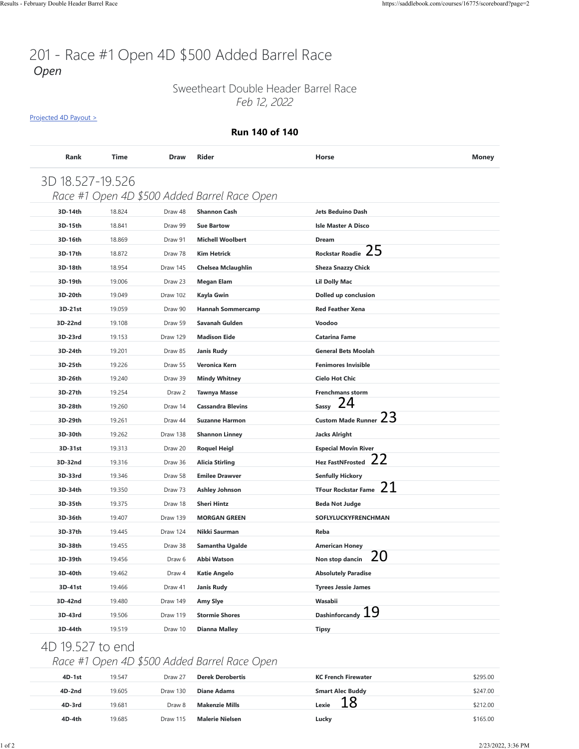# 201 - Race #1 Open 4D $500 Added Barrel Race

*Open*

Sweetheart Double Header Barrel Race

*Feb 12, 2022*

Projected 4D Payout >

**Run 140 of 140**

| Rank | Time | Draw | Rider | Horse | Money |
|---|---|---|---|---|---|

## 3D 18.527-19.526

*Race #1 Open 4D $500 Added Barrel Race Open*

| Rank | Time | Draw | Rider | Horse | Money |
|---|---|---|---|---|---|
| **3D-14th** | 18.824 | Draw 48 | **Shannon Cash** | **Jets Beduino Dash** | |
| **3D-15th** | 18.841 | Draw 99 | **Sue Bartow** | **Isle Master A Disco** | |
| **3D-16th** | 18.869 | Draw 91 | **Michell Woolbert** | **Dream** | |
| **3D-17th** | 18.872 | Draw 78 | **Kim Hetrick** | **Rockstar Roadie** 25 | |
| **3D-18th** | 18.954 | Draw 145 | **Chelsea Mclaughlin** | **Sheza Snazzy Chick** | |
| **3D-19th** | 19.006 | Draw 23 | **Megan Elam** | **Lil Dolly Mac** | |
| **3D-20th** | 19.049 | Draw 102 | **Kayla Gwin** | **Dolled up conclusion** | |
| **3D-21st** | 19.059 | Draw 90 | **Hannah Sommercamp** | **Red Feather Xena** | |
| **3D-22nd** | 19.108 | Draw 59 | **Savanah Gulden** | **Voodoo** | |
| **3D-23rd** | 19.153 | Draw 129 | **Madison Eide** | **Catarina Fame** | |
| **3D-24th** | 19.201 | Draw 85 | **Janis Rudy** | **General Bets Moolah** | |
| **3D-25th** | 19.226 | Draw 55 | **Veronica Kern** | **Fenimores Invisible** | |
| **3D-26th** | 19.240 | Draw 39 | **Mindy Whitney** | **Cielo Hot Chic** | |
| **3D-27th** | 19.254 | Draw 2 | **Tawnya Masse** | **Frenchmans storm** | |
| **3D-28th** | 19.260 | Draw 14 | **Cassandra Blevins** | **Sassy** 24 | |
| **3D-29th** | 19.261 | Draw 44 | **Suzanne Harmon** | **Custom Made Runner** 23 | |
| **3D-30th** | 19.262 | Draw 138 | **Shannon Linney** | **Jacks Alright** | |
| **3D-31st** | 19.313 | Draw 20 | **Roquel Heigl** | **Especial Movin River** | |
| **3D-32nd** | 19.316 | Draw 36 | **Alicia Stirling** | **Hez FastNFrosted** 22 | |
| **3D-33rd** | 19.346 | Draw 58 | **Emilee Drawver** | **Senfully Hickory** | |
| **3D-34th** | 19.350 | Draw 73 | **Ashley Johnson** | **TFour Rockstar Fame** 21 | |
| **3D-35th** | 19.375 | Draw 18 | **Sheri Hintz** | **Beda Not Judge** | |
| **3D-36th** | 19.407 | Draw 139 | **MORGAN GREEN** | **SOFLYLUCKYFRENCHMAN** | |
| **3D-37th** | 19.445 | Draw 124 | **Nikki Saurman** | **Reba** | |
| **3D-38th** | 19.455 | Draw 38 | **Samantha Ugalde** | **American Honey** | |
| **3D-39th** | 19.456 | Draw 6 | **Abbi Watson** | **Non stop dancin** 20 | |
| **3D-40th** | 19.462 | Draw 4 | **Katie Angelo** | **Absolutely Paradise** | |
| **3D-41st** | 19.466 | Draw 41 | **Janis Rudy** | **Tyrees Jessie James** | |
| **3D-42nd** | 19.480 | Draw 149 | **Amy Slye** | **Wasabii** | |
| **3D-43rd** | 19.506 | Draw 119 | **Stormie Shores** | **Dashinforcandy** 19 | |
| **3D-44th** | 19.519 | Draw 10 | **Dianna Malley** | **Tipsy** | |

## 4D 19.527 to end

*Race #1 Open 4D $500 Added Barrel Race Open*

| Rank | Time | Draw | Rider | Horse | Money |
|---|---|---|---|---|---|
| **4D-1st** | 19.547 | Draw 27 | **Derek Derobertis** | **KC French Firewater** | $295.00 |
| **4D-2nd** | 19.605 | Draw 130 | **Diane Adams** | **Smart Alec Buddy** | $247.00 |
| **4D-3rd** | 19.681 | Draw 8 | **Makenzie Mills** | **Lexie** 18 | $212.00 |
| **4D-4th** | 19.685 | Draw 115 | **Malerie Nielsen** | **Lucky** | $165.00 |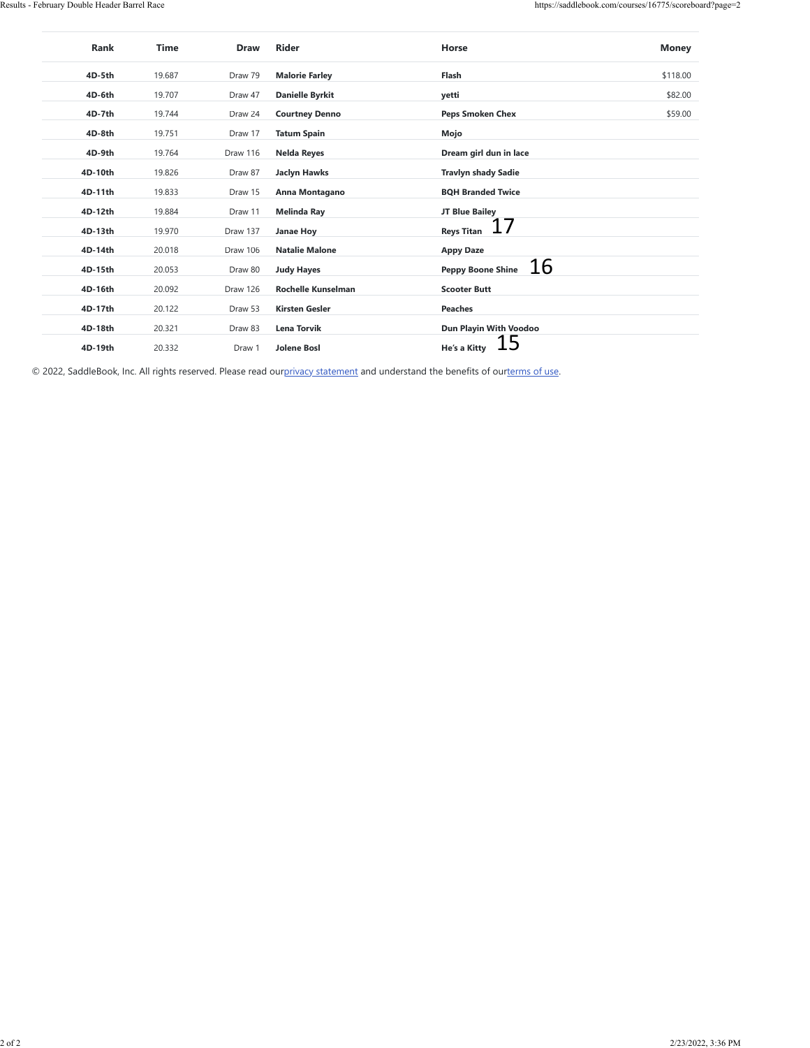| Rank | Time | Draw | Rider | Horse | Money |
|---|---|---|---|---|---|
| 4D-5th | 19.687 | Draw 79 | Malorie Farley | Flash | $118.00 |
| 4D-6th | 19.707 | Draw 47 | Danielle Byrkit | yetti | $82.00 |
| 4D-7th | 19.744 | Draw 24 | Courtney Denno | Peps Smoken Chex | $59.00 |
| 4D-8th | 19.751 | Draw 17 | Tatum Spain | Mojo | |
| 4D-9th | 19.764 | Draw 116 | Nelda Reyes | Dream girl dun in lace | |
| 4D-10th | 19.826 | Draw 87 | Jaclyn Hawks | Travlyn shady Sadie | |
| 4D-11th | 19.833 | Draw 15 | Anna Montagano | BQH Branded Twice | |
| 4D-12th | 19.884 | Draw 11 | Melinda Ray | JT Blue Bailey | |
| 4D-13th | 19.970 | Draw 137 | Janae Hoy | Reys Titan 17 | |
| 4D-14th | 20.018 | Draw 106 | Natalie Malone | Appy Daze | |
| 4D-15th | 20.053 | Draw 80 | Judy Hayes | Peppy Boone Shine 16 | |
| 4D-16th | 20.092 | Draw 126 | Rochelle Kunselman | Scooter Butt | |
| 4D-17th | 20.122 | Draw 53 | Kirsten Gesler | Peaches | |
| 4D-18th | 20.321 | Draw 83 | Lena Torvik | Dun Playin With Voodoo | |
| 4D-19th | 20.332 | Draw 1 | Jolene Bosl | He's a Kitty 15 | |

© 2022, SaddleBook, Inc. All rights reserved. Please read our privacy statement and understand the benefits of our terms of use.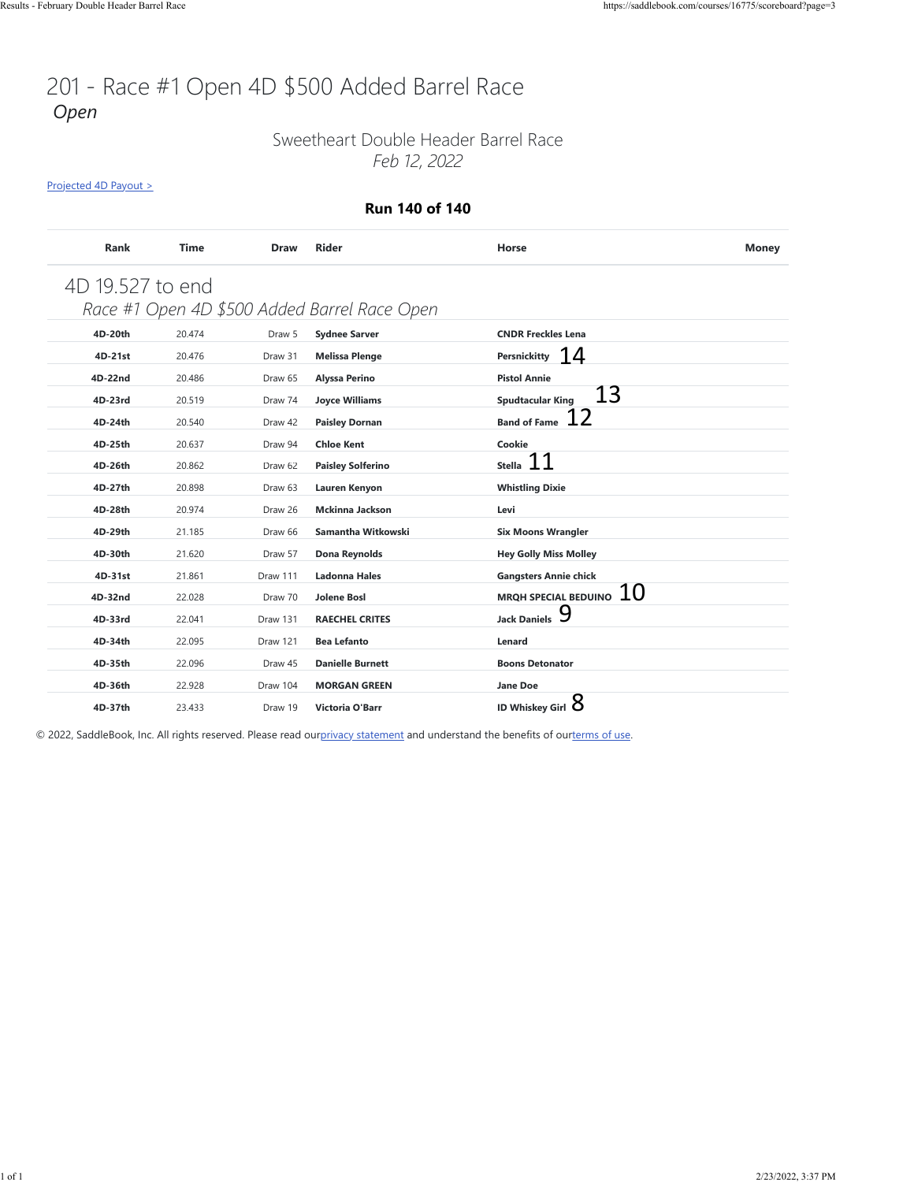# 201 - Race #1 Open 4D $500 Added Barrel Race

*Open*

Sweetheart Double Header Barrel Race
*Feb 12, 2022*

Projected 4D Payout >

**Run 140 of 140**

| Rank | Time | Draw | Rider | Horse | Money |
|---|---|---|---|---|---|
| **4D 19.527 to end** | | | | | |
| *Race #1 Open 4D $500 Added Barrel Race Open* | | | | | |
| **4D-20th** | 20.474 | Draw 5 | **Sydnee Sarver** | **CNDR Freckles Lena** | |
| **4D-21st** | 20.476 | Draw 31 | **Melissa Plenge** | **Persnickitty** 14 | |
| **4D-22nd** | 20.486 | Draw 65 | **Alyssa Perino** | **Pistol Annie** | |
| **4D-23rd** | 20.519 | Draw 74 | **Joyce Williams** | **Spudtacular King** 13 | |
| **4D-24th** | 20.540 | Draw 42 | **Paisley Dornan** | **Band of Fame** 12 | |
| **4D-25th** | 20.637 | Draw 94 | **Chloe Kent** | **Cookie** | |
| **4D-26th** | 20.862 | Draw 62 | **Paisley Solferino** | **Stella** 11 | |
| **4D-27th** | 20.898 | Draw 63 | **Lauren Kenyon** | **Whistling Dixie** | |
| **4D-28th** | 20.974 | Draw 26 | **Mckinna Jackson** | **Levi** | |
| **4D-29th** | 21.185 | Draw 66 | **Samantha Witkowski** | **Six Moons Wrangler** | |
| **4D-30th** | 21.620 | Draw 57 | **Dona Reynolds** | **Hey Golly Miss Molley** | |
| **4D-31st** | 21.861 | Draw 111 | **Ladonna Hales** | **Gangsters Annie chick** | |
| **4D-32nd** | 22.028 | Draw 70 | **Jolene Bosl** | **MRQH SPECIAL BEDUINO** 10 | |
| **4D-33rd** | 22.041 | Draw 131 | **RAECHEL CRITES** | **Jack Daniels** 9 | |
| **4D-34th** | 22.095 | Draw 121 | **Bea Lefanto** | **Lenard** | |
| **4D-35th** | 22.096 | Draw 45 | **Danielle Burnett** | **Boons Detonator** | |
| **4D-36th** | 22.928 | Draw 104 | **MORGAN GREEN** | **Jane Doe** | |
| **4D-37th** | 23.433 | Draw 19 | **Victoria O'Barr** | **ID Whiskey Girl** 8 | |

© 2022, SaddleBook, Inc. All rights reserved. Please read our privacy statement and understand the benefits of our terms of use.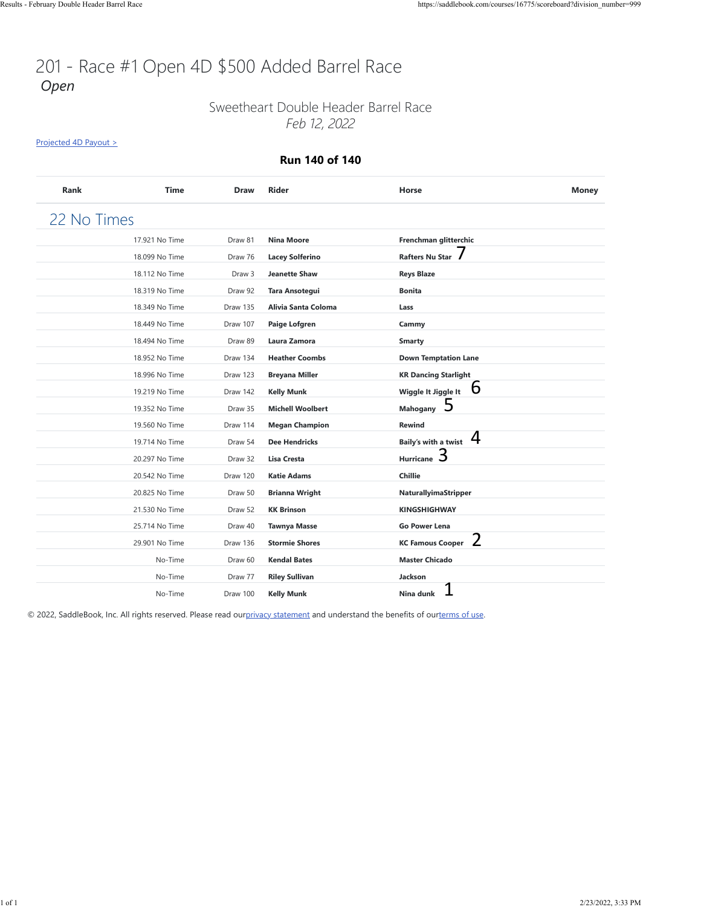# 201 - Race #1 Open 4D $500 Added Barrel Race

*Open*

Sweetheart Double Header Barrel Race

*Feb 12, 2022*

Projected 4D Payout >

**Run 140 of 140**

| Rank | Time | Draw | Rider | Horse | Money |
|---|---|---|---|---|---|
| 22 No Times | | | | | |
| | 17.921 No Time | Draw 81 | **Nina Moore** | **Frenchman glitterchic** | |
| | 18.099 No Time | Draw 76 | **Lacey Solferino** | **Rafters Nu Star** 7 | |
| | 18.112 No Time | Draw 3 | **Jeanette Shaw** | **Reys Blaze** | |
| | 18.319 No Time | Draw 92 | **Tara Ansotegui** | **Bonita** | |
| | 18.349 No Time | Draw 135 | **Alivia Santa Coloma** | **Lass** | |
| | 18.449 No Time | Draw 107 | **Paige Lofgren** | **Cammy** | |
| | 18.494 No Time | Draw 89 | **Laura Zamora** | **Smarty** | |
| | 18.952 No Time | Draw 134 | **Heather Coombs** | **Down Temptation Lane** | |
| | 18.996 No Time | Draw 123 | **Breyana Miller** | **KR Dancing Starlight** | |
| | 19.219 No Time | Draw 142 | **Kelly Munk** | **Wiggle It Jiggle It** 6 | |
| | 19.352 No Time | Draw 35 | **Michell Woolbert** | **Mahogany** 5 | |
| | 19.560 No Time | Draw 114 | **Megan Champion** | **Rewind** | |
| | 19.714 No Time | Draw 54 | **Dee Hendricks** | **Baily's with a twist** 4 | |
| | 20.297 No Time | Draw 32 | **Lisa Cresta** | **Hurricane** 3 | |
| | 20.542 No Time | Draw 120 | **Katie Adams** | **Chillie** | |
| | 20.825 No Time | Draw 50 | **Brianna Wright** | **NaturallyimaStripper** | |
| | 21.530 No Time | Draw 52 | **KK Brinson** | **KINGSHIGHWAY** | |
| | 25.714 No Time | Draw 40 | **Tawnya Masse** | **Go Power Lena** | |
| | 29.901 No Time | Draw 136 | **Stormie Shores** | **KC Famous Cooper** 2 | |
| | No-Time | Draw 60 | **Kendal Bates** | **Master Chicado** | |
| | No-Time | Draw 77 | **Riley Sullivan** | **Jackson** | |
| | No-Time | Draw 100 | **Kelly Munk** | **Nina dunk** 1 | |

© 2022, SaddleBook, Inc. All rights reserved. Please read ourprivacy statement and understand the benefits of ourterms of use.